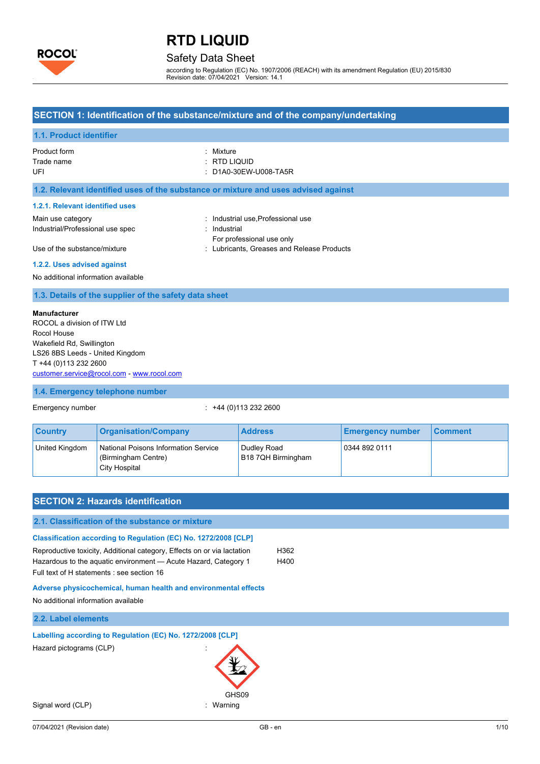# RTD LIQUID

## Safety Data Sheet

according to Regulation (EC) No. 1907/2006 (REACH) with its amendment Regulation (EU) 2015/830
Revision date: 07/04/2021 Version: 14.1

## SECTION 1: Identification of the substance/mixture and of the company/undertaking

### 1.1. Product identifier

Product form : Mixture
Trade name : RTD LIQUID
UFI : D1A0-30EW-U008-TA5R

### 1.2. Relevant identified uses of the substance or mixture and uses advised against

#### 1.2.1. Relevant identified uses

Main use category : Industrial use,Professional use
Industrial/Professional use spec : Industrial
For professional use only
Use of the substance/mixture : Lubricants, Greases and Release Products

#### 1.2.2. Uses advised against

No additional information available

### 1.3. Details of the supplier of the safety data sheet

**Manufacturer**
ROCOL a division of ITW Ltd
Rocol House
Wakefield Rd, Swillington
LS26 8BS Leeds - United Kingdom
T +44 (0)113 232 2600
customer.service@rocol.com - www.rocol.com

### 1.4. Emergency telephone number

Emergency number : +44 (0)113 232 2600

| Country | Organisation/Company | Address | Emergency number | Comment |
|---|---|---|---|---|
| United Kingdom | National Poisons Information Service (Birmingham Centre) City Hospital | Dudley Road B18 7QH Birmingham | 0344 892 0111 | |

## SECTION 2: Hazards identification

### 2.1. Classification of the substance or mixture

#### Classification according to Regulation (EC) No. 1272/2008 [CLP]

Reproductive toxicity, Additional category, Effects on or via lactation H362
Hazardous to the aquatic environment — Acute Hazard, Category 1 H400
Full text of H statements : see section 16

#### Adverse physicochemical, human health and environmental effects

No additional information available

### 2.2. Label elements

#### Labelling according to Regulation (EC) No. 1272/2008 [CLP]

Hazard pictograms (CLP) :

GHS09

Signal word (CLP) : Warning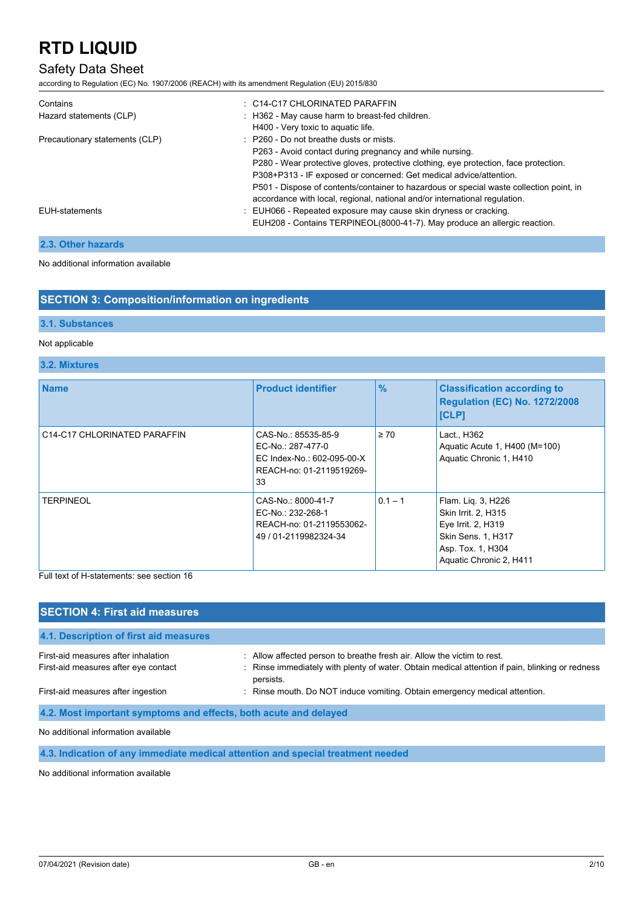| | |
|---|---|
| Contains | : C14-C17 CHLORINATED PARAFFIN |
| Hazard statements (CLP) | : H362 - May cause harm to breast-fed children.<br>H400 - Very toxic to aquatic life. |
| Precautionary statements (CLP) | : P260 - Do not breathe dusts or mists.<br>P263 - Avoid contact during pregnancy and while nursing.<br>P280 - Wear protective gloves, protective clothing, eye protection, face protection.<br>P308+P313 - IF exposed or concerned: Get medical advice/attention.<br>P501 - Dispose of contents/container to hazardous or special waste collection point, in accordance with local, regional, national and/or international regulation. |
| EUH-statements | : EUH066 - Repeated exposure may cause skin dryness or cracking.<br>EUH208 - Contains TERPINEOL(8000-41-7). May produce an allergic reaction. |

### 2.3. Other hazards

No additional information available

## SECTION 3: Composition/information on ingredients

### 3.1. Substances

Not applicable

### 3.2. Mixtures

| Name | Product identifier | % | Classification according to Regulation (EC) No. 1272/2008 [CLP] |
|---|---|---|---|
| C14-C17 CHLORINATED PARAFFIN | CAS-No.: 85535-85-9<br>EC-No.: 287-477-0<br>EC Index-No.: 602-095-00-X<br>REACH-no: 01-2119519269-33 | ≥ 70 | Lact., H362<br>Aquatic Acute 1, H400 (M=100)<br>Aquatic Chronic 1, H410 |
| TERPINEOL | CAS-No.: 8000-41-7<br>EC-No.: 232-268-1<br>REACH-no: 01-2119553062-49 / 01-2119982324-34 | 0.1 – 1 | Flam. Liq. 3, H226<br>Skin Irrit. 2, H315<br>Eye Irrit. 2, H319<br>Skin Sens. 1, H317<br>Asp. Tox. 1, H304<br>Aquatic Chronic 2, H411 |

Full text of H-statements: see section 16

## SECTION 4: First aid measures

### 4.1. Description of first aid measures

| | |
|---|---|
| First-aid measures after inhalation | : Allow affected person to breathe fresh air. Allow the victim to rest. |
| First-aid measures after eye contact | : Rinse immediately with plenty of water. Obtain medical attention if pain, blinking or redness persists. |
| First-aid measures after ingestion | : Rinse mouth. Do NOT induce vomiting. Obtain emergency medical attention. |

### 4.2. Most important symptoms and effects, both acute and delayed

No additional information available

### 4.3. Indication of any immediate medical attention and special treatment needed

No additional information available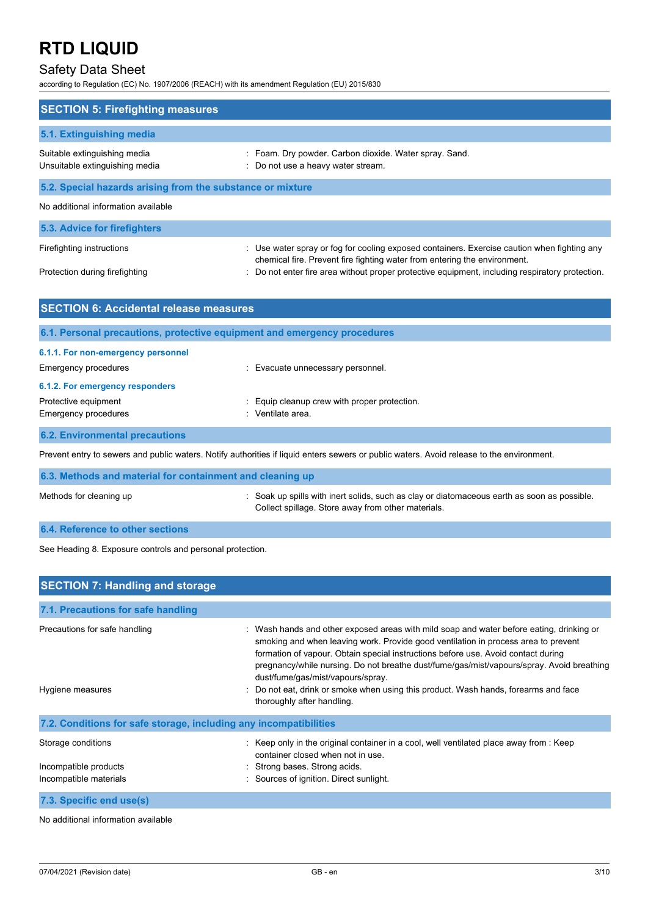## SECTION 5: Firefighting measures

### 5.1. Extinguishing media

| | |
|---|---|
| Suitable extinguishing media | : Foam. Dry powder. Carbon dioxide. Water spray. Sand. |
| Unsuitable extinguishing media | : Do not use a heavy water stream. |

### 5.2. Special hazards arising from the substance or mixture

No additional information available

### 5.3. Advice for firefighters

| | |
|---|---|
| Firefighting instructions | : Use water spray or fog for cooling exposed containers. Exercise caution when fighting any chemical fire. Prevent fire fighting water from entering the environment. |
| Protection during firefighting | : Do not enter fire area without proper protective equipment, including respiratory protection. |

## SECTION 6: Accidental release measures

### 6.1. Personal precautions, protective equipment and emergency procedures

#### 6.1.1. For non-emergency personnel

| | |
|---|---|
| Emergency procedures | : Evacuate unnecessary personnel. |

#### 6.1.2. For emergency responders

| | |
|---|---|
| Protective equipment | : Equip cleanup crew with proper protection. |
| Emergency procedures | : Ventilate area. |

### 6.2. Environmental precautions

Prevent entry to sewers and public waters. Notify authorities if liquid enters sewers or public waters. Avoid release to the environment.

### 6.3. Methods and material for containment and cleaning up

| | |
|---|---|
| Methods for cleaning up | : Soak up spills with inert solids, such as clay or diatomaceous earth as soon as possible. Collect spillage. Store away from other materials. |

### 6.4. Reference to other sections

See Heading 8. Exposure controls and personal protection.

## SECTION 7: Handling and storage

### 7.1. Precautions for safe handling

| | |
|---|---|
| Precautions for safe handling | : Wash hands and other exposed areas with mild soap and water before eating, drinking or smoking and when leaving work. Provide good ventilation in process area to prevent formation of vapour. Obtain special instructions before use. Avoid contact during pregnancy/while nursing. Do not breathe dust/fume/gas/mist/vapours/spray. Avoid breathing dust/fume/gas/mist/vapours/spray. |
| Hygiene measures | : Do not eat, drink or smoke when using this product. Wash hands, forearms and face thoroughly after handling. |

### 7.2. Conditions for safe storage, including any incompatibilities

| | |
|---|---|
| Storage conditions | : Keep only in the original container in a cool, well ventilated place away from : Keep container closed when not in use. |
| Incompatible products | : Strong bases. Strong acids. |
| Incompatible materials | : Sources of ignition. Direct sunlight. |

### 7.3. Specific end use(s)

No additional information available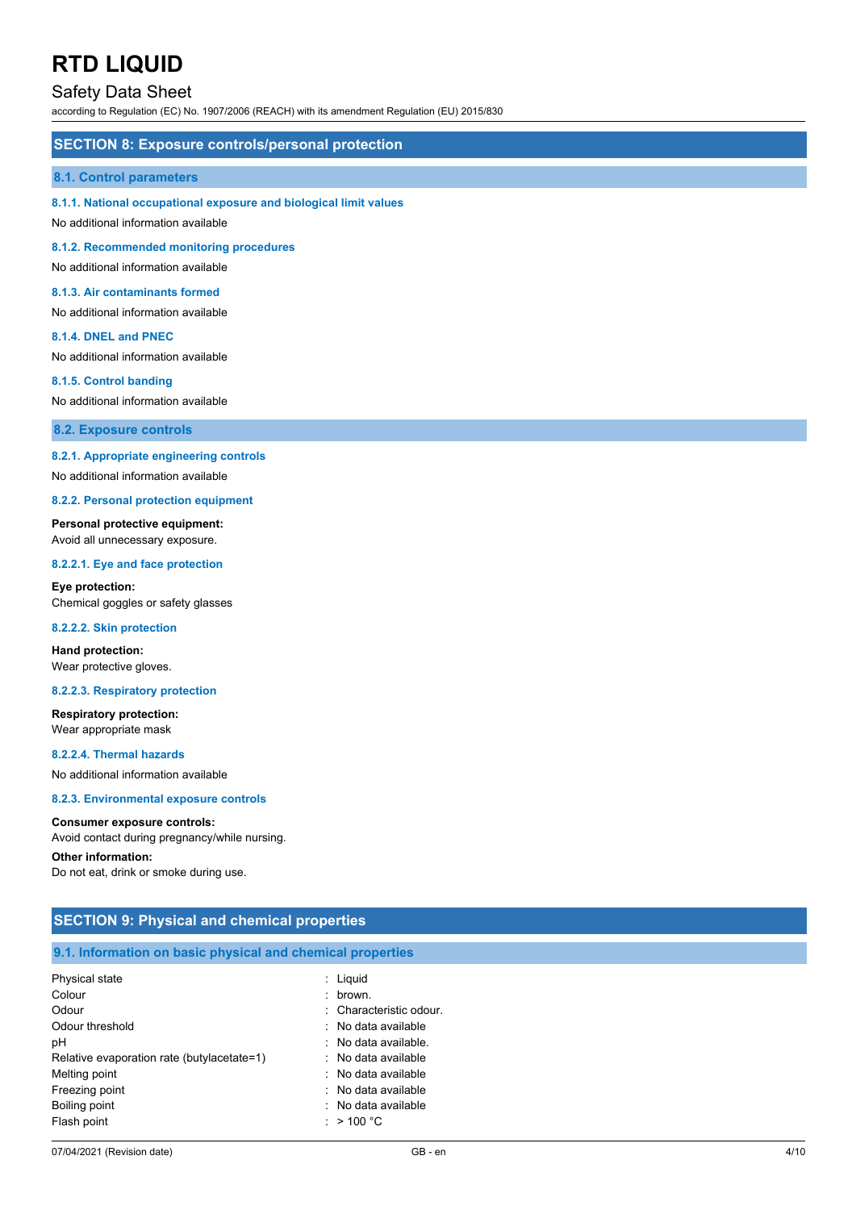# RTD LIQUID

## Safety Data Sheet

according to Regulation (EC) No. 1907/2006 (REACH) with its amendment Regulation (EU) 2015/830

## SECTION 8: Exposure controls/personal protection

### 8.1. Control parameters

#### 8.1.1. National occupational exposure and biological limit values

No additional information available

#### 8.1.2. Recommended monitoring procedures

No additional information available

#### 8.1.3. Air contaminants formed

No additional information available

#### 8.1.4. DNEL and PNEC

No additional information available

#### 8.1.5. Control banding

No additional information available

### 8.2. Exposure controls

#### 8.2.1. Appropriate engineering controls

No additional information available

#### 8.2.2. Personal protection equipment

**Personal protective equipment:**
Avoid all unnecessary exposure.

#### 8.2.2.1. Eye and face protection

**Eye protection:**
Chemical goggles or safety glasses

#### 8.2.2.2. Skin protection

**Hand protection:**
Wear protective gloves.

#### 8.2.2.3. Respiratory protection

**Respiratory protection:**
Wear appropriate mask

#### 8.2.2.4. Thermal hazards

No additional information available

#### 8.2.3. Environmental exposure controls

**Consumer exposure controls:**
Avoid contact during pregnancy/while nursing.

**Other information:**
Do not eat, drink or smoke during use.

## SECTION 9: Physical and chemical properties

### 9.1. Information on basic physical and chemical properties

| | |
|---|---|
| Physical state | : Liquid |
| Colour | : brown. |
| Odour | : Characteristic odour. |
| Odour threshold | : No data available |
| pH | : No data available. |
| Relative evaporation rate (butylacetate=1) | : No data available |
| Melting point | : No data available |
| Freezing point | : No data available |
| Boiling point | : No data available |
| Flash point | : > 100 °C |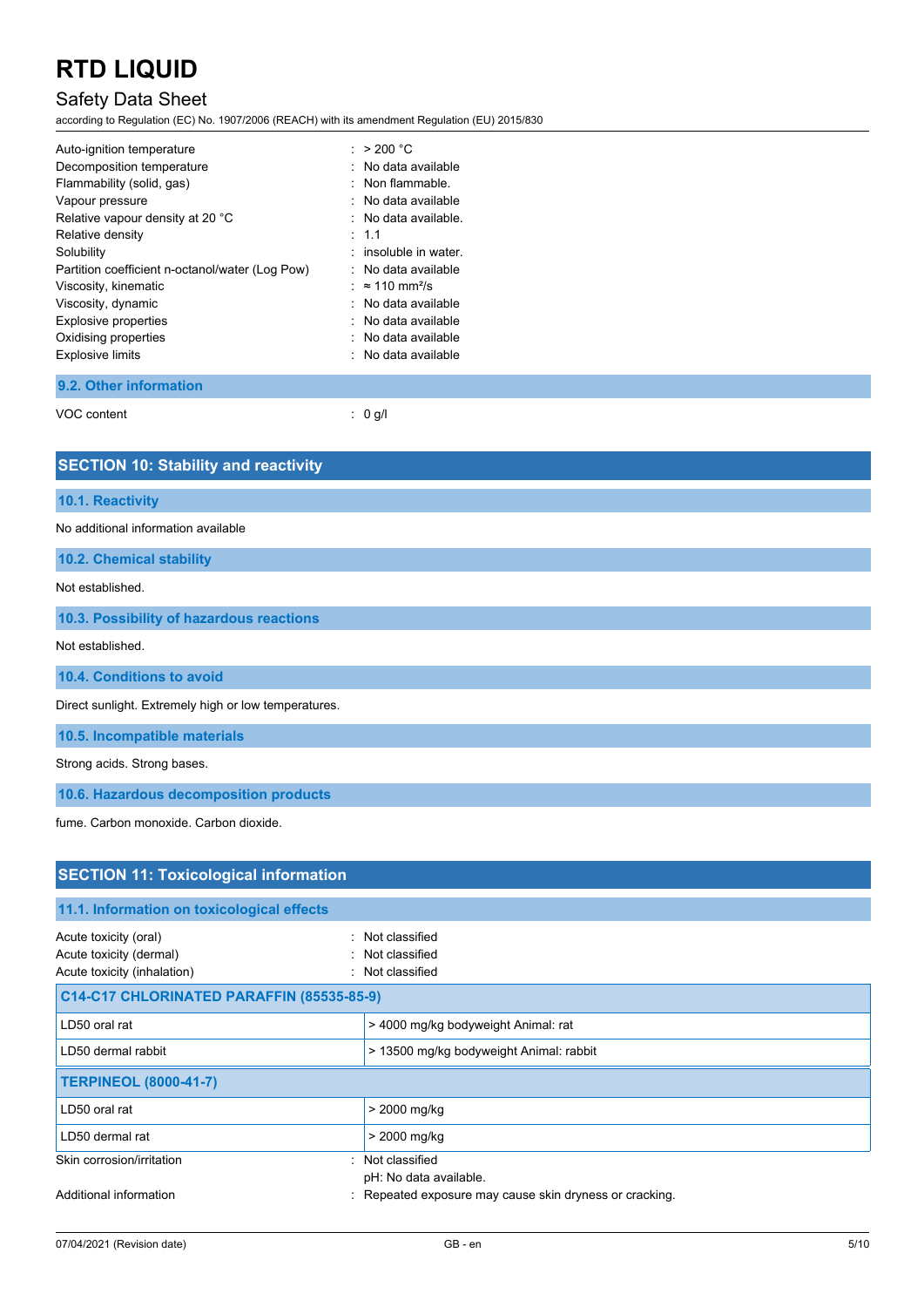| | | |
|---|---|---|
| Auto-ignition temperature | : | > 200 °C |
| Decomposition temperature | : | No data available |
| Flammability (solid, gas) | : | Non flammable. |
| Vapour pressure | : | No data available |
| Relative vapour density at 20 °C | : | No data available. |
| Relative density | : | 1.1 |
| Solubility | : | insoluble in water. |
| Partition coefficient n-octanol/water (Log Pow) | : | No data available |
| Viscosity, kinematic | : | ≈ 110 $mm^2/s$ |
| Viscosity, dynamic | : | No data available |
| Explosive properties | : | No data available |
| Oxidising properties | : | No data available |
| Explosive limits | : | No data available |

### 9.2. Other information

VOC content : 0 g/l

## SECTION 10: Stability and reactivity

### 10.1. Reactivity

No additional information available

### 10.2. Chemical stability

Not established.

### 10.3. Possibility of hazardous reactions

Not established.

### 10.4. Conditions to avoid

Direct sunlight. Extremely high or low temperatures.

### 10.5. Incompatible materials

Strong acids. Strong bases.

### 10.6. Hazardous decomposition products

fume. Carbon monoxide. Carbon dioxide.

## SECTION 11: Toxicological information

### 11.1. Information on toxicological effects

| | | |
|---|---|---|
| Acute toxicity (oral) | : | Not classified |
| Acute toxicity (dermal) | : | Not classified |
| Acute toxicity (inhalation) | : | Not classified |

| C14-C17 CHLORINATED PARAFFIN (85535-85-9) | |
|---|---|
| LD50 oral rat | > 4000 mg/kg bodyweight Animal: rat |
| LD50 dermal rabbit | > 13500 mg/kg bodyweight Animal: rabbit |
| **TERPINEOL (8000-41-7)** | |
| LD50 oral rat | > 2000 mg/kg |
| LD50 dermal rat | > 2000 mg/kg |

| | | |
|---|---|---|
| Skin corrosion/irritation | : | Not classified<br>pH: No data available. |
| Additional information | : | Repeated exposure may cause skin dryness or cracking. |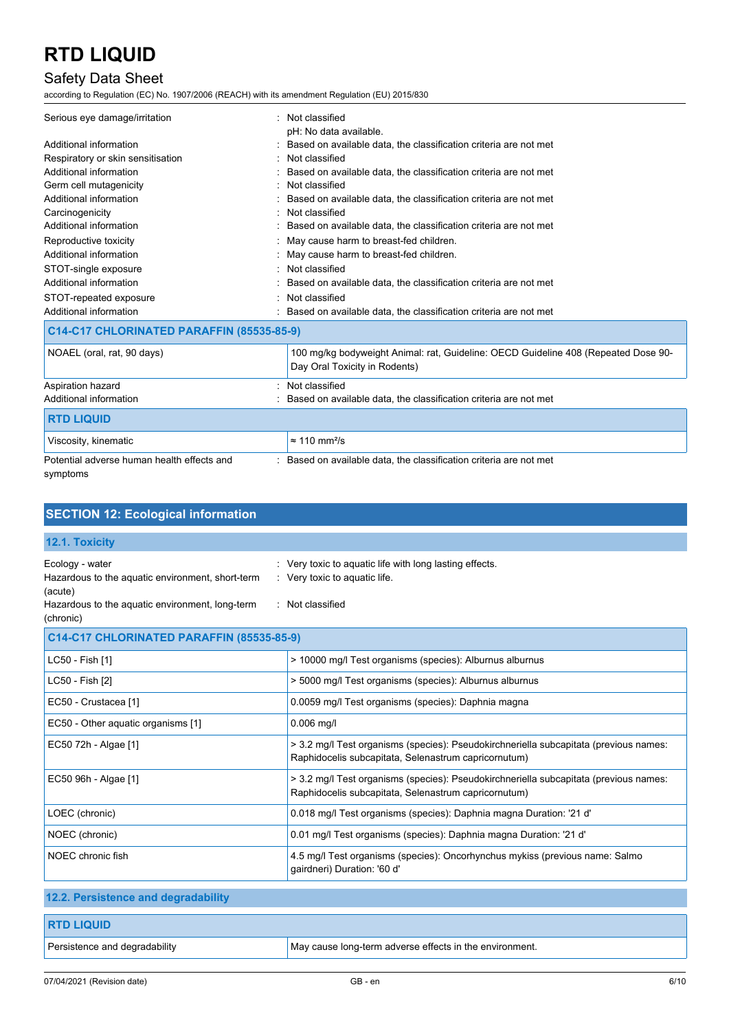| | |
|---|---|
| Serious eye damage/irritation | : Not classified<br>pH: No data available. |
| Additional information | : Based on available data, the classification criteria are not met |
| Respiratory or skin sensitisation | : Not classified |
| Additional information | : Based on available data, the classification criteria are not met |
| Germ cell mutagenicity | : Not classified |
| Additional information | : Based on available data, the classification criteria are not met |
| Carcinogenicity | : Not classified |
| Additional information | : Based on available data, the classification criteria are not met |
| Reproductive toxicity | : May cause harm to breast-fed children. |
| Additional information | : May cause harm to breast-fed children. |
| STOT-single exposure | : Not classified |
| Additional information | : Based on available data, the classification criteria are not met |
| STOT-repeated exposure | : Not classified |
| Additional information | : Based on available data, the classification criteria are not met |

| C14-C17 CHLORINATED PARAFFIN (85535-85-9) | |
|---|---|
| NOAEL (oral, rat, 90 days) | 100 mg/kg bodyweight Animal: rat, Guideline: OECD Guideline 408 (Repeated Dose 90-Day Oral Toxicity in Rodents) |

| | |
|---|---|
| Aspiration hazard | : Not classified |
| Additional information | : Based on available data, the classification criteria are not met |

| RTD LIQUID | |
|---|---|
| Viscosity, kinematic | ≈ 110 mm²/s |

| | |
|---|---|
| Potential adverse human health effects and symptoms | : Based on available data, the classification criteria are not met |

## SECTION 12: Ecological information

### 12.1. Toxicity

| | |
|---|---|
| Ecology - water | : Very toxic to aquatic life with long lasting effects. |
| Hazardous to the aquatic environment, short-term (acute) | : Very toxic to aquatic life. |
| Hazardous to the aquatic environment, long-term (chronic) | : Not classified |

| C14-C17 CHLORINATED PARAFFIN (85535-85-9) | |
|---|---|
| LC50 - Fish [1] | > 10000 mg/l Test organisms (species): Alburnus alburnus |
| LC50 - Fish [2] | > 5000 mg/l Test organisms (species): Alburnus alburnus |
| EC50 - Crustacea [1] | 0.0059 mg/l Test organisms (species): Daphnia magna |
| EC50 - Other aquatic organisms [1] | 0.006 mg/l |
| EC50 72h - Algae [1] | > 3.2 mg/l Test organisms (species): Pseudokirchneriella subcapitata (previous names: Raphidocelis subcapitata, Selenastrum capricornutum) |
| EC50 96h - Algae [1] | > 3.2 mg/l Test organisms (species): Pseudokirchneriella subcapitata (previous names: Raphidocelis subcapitata, Selenastrum capricornutum) |
| LOEC (chronic) | 0.018 mg/l Test organisms (species): Daphnia magna Duration: '21 d' |
| NOEC (chronic) | 0.01 mg/l Test organisms (species): Daphnia magna Duration: '21 d' |
| NOEC chronic fish | 4.5 mg/l Test organisms (species): Oncorhynchus mykiss (previous name: Salmo gairdneri) Duration: '60 d' |

### 12.2. Persistence and degradability

| RTD LIQUID | |
|---|---|
| Persistence and degradability | May cause long-term adverse effects in the environment. |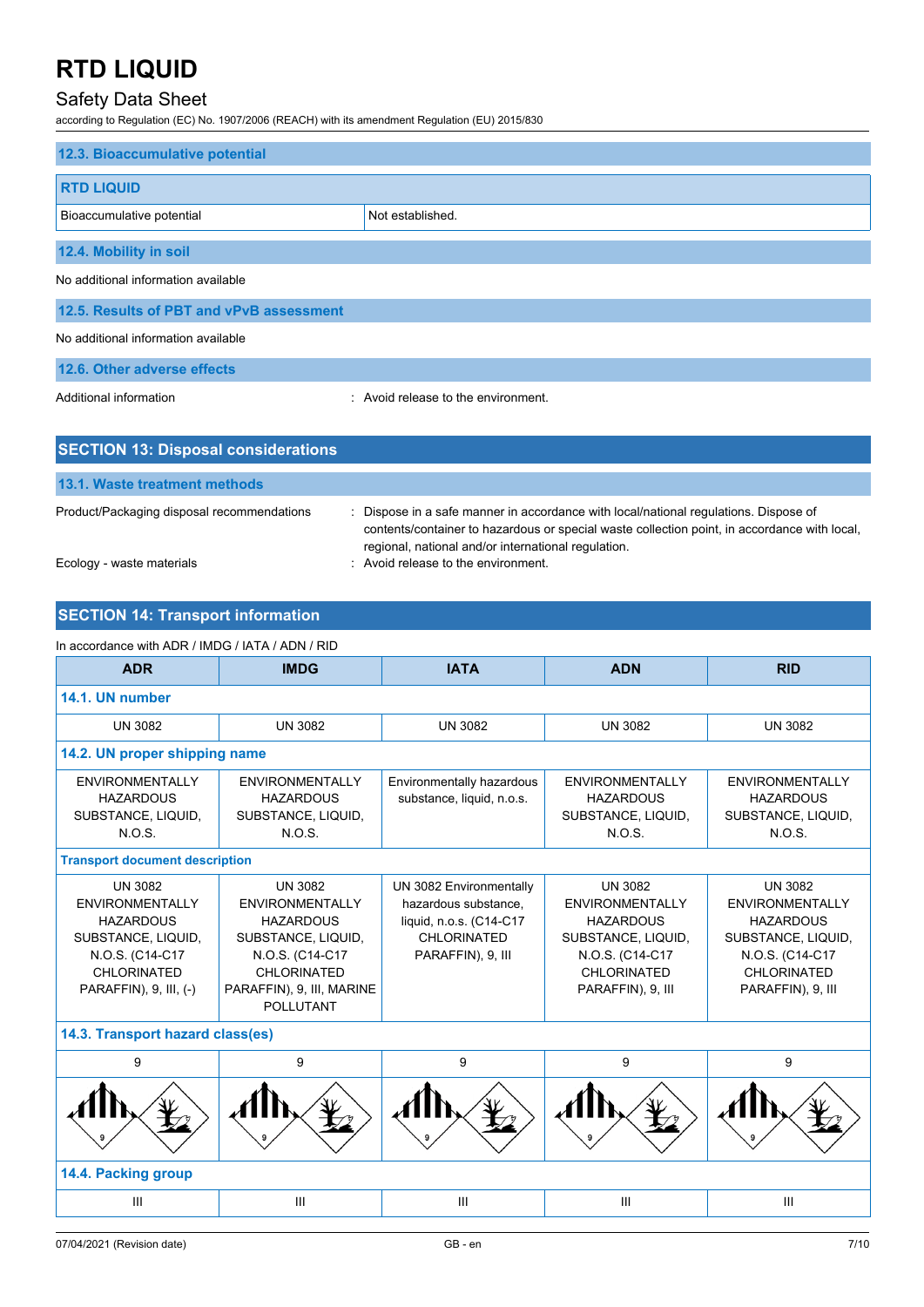### 12.3. Bioaccumulative potential

| RTD LIQUID | |
|---|---|
| Bioaccumulative potential | Not established. |

### 12.4. Mobility in soil

No additional information available

### 12.5. Results of PBT and vPvB assessment

No additional information available

### 12.6. Other adverse effects

Additional information : Avoid release to the environment.

## SECTION 13: Disposal considerations

### 13.1. Waste treatment methods

Product/Packaging disposal recommendations : Dispose in a safe manner in accordance with local/national regulations. Dispose of contents/container to hazardous or special waste collection point, in accordance with local, regional, national and/or international regulation.

Ecology - waste materials : Avoid release to the environment.

## SECTION 14: Transport information

In accordance with ADR / IMDG / IATA / ADN / RID

| ADR | IMDG | IATA | ADN | RID |
|---|---|---|---|---|
| **14.1. UN number** | | | | |
| UN 3082 | UN 3082 | UN 3082 | UN 3082 | UN 3082 |
| **14.2. UN proper shipping name** | | | | |
| ENVIRONMENTALLY HAZARDOUS SUBSTANCE, LIQUID, N.O.S. | ENVIRONMENTALLY HAZARDOUS SUBSTANCE, LIQUID, N.O.S. | Environmentally hazardous substance, liquid, n.o.s. | ENVIRONMENTALLY HAZARDOUS SUBSTANCE, LIQUID, N.O.S. | ENVIRONMENTALLY HAZARDOUS SUBSTANCE, LIQUID, N.O.S. |
| **Transport document description** | | | | |
| UN 3082 ENVIRONMENTALLY HAZARDOUS SUBSTANCE, LIQUID, N.O.S. (C14-C17 CHLORINATED PARAFFIN), 9, III, (-) | UN 3082 ENVIRONMENTALLY HAZARDOUS SUBSTANCE, LIQUID, N.O.S. (C14-C17 CHLORINATED PARAFFIN), 9, III, MARINE POLLUTANT | UN 3082 Environmentally hazardous substance, liquid, n.o.s. (C14-C17 CHLORINATED PARAFFIN), 9, III | UN 3082 ENVIRONMENTALLY HAZARDOUS SUBSTANCE, LIQUID, N.O.S. (C14-C17 CHLORINATED PARAFFIN), 9, III | UN 3082 ENVIRONMENTALLY HAZARDOUS SUBSTANCE, LIQUID, N.O.S. (C14-C17 CHLORINATED PARAFFIN), 9, III |
| **14.3. Transport hazard class(es)** | | | | |
| 9 | 9 | 9 | 9 | 9 |
| **14.4. Packing group** | | | | |
| III | III | III | III | III |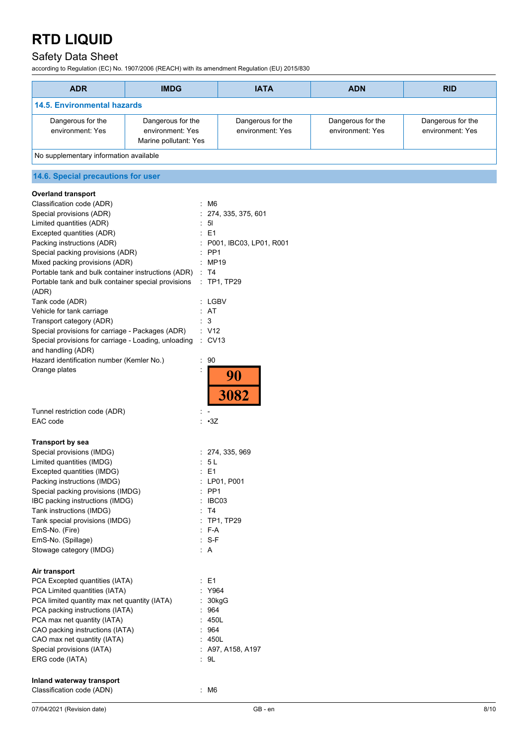| ADR | IMDG | IATA | ADN | RID |
|---|---|---|---|---|
| **14.5. Environmental hazards** | | | | |
| Dangerous for the environment: Yes | Dangerous for the environment: Yes<br>Marine pollutant: Yes | Dangerous for the environment: Yes | Dangerous for the environment: Yes | Dangerous for the environment: Yes |
| No supplementary information available | | | | |

## 14.6. Special precautions for user

**Overland transport**

Classification code (ADR) : M6
Special provisions (ADR) : 274, 335, 375, 601
Limited quantities (ADR) : 5l
Excepted quantities (ADR) : E1
Packing instructions (ADR) : P001, IBC03, LP01, R001
Special packing provisions (ADR) : PP1
Mixed packing provisions (ADR) : MP19
Portable tank and bulk container instructions (ADR) : T4
Portable tank and bulk container special provisions (ADR) : TP1, TP29
Tank code (ADR) : LGBV
Vehicle for tank carriage : AT
Transport category (ADR) : 3
Special provisions for carriage - Packages (ADR) : V12
Special provisions for carriage - Loading, unloading and handling (ADR) : CV13
Hazard identification number (Kemler No.) : 90
Orange plates :

| 90 |
|---|
| 3082 |

Tunnel restriction code (ADR) : -
EAC code : •3Z

**Transport by sea**

Special provisions (IMDG) : 274, 335, 969
Limited quantities (IMDG) : 5 L
Excepted quantities (IMDG) : E1
Packing instructions (IMDG) : LP01, P001
Special packing provisions (IMDG) : PP1
IBC packing instructions (IMDG) : IBC03
Tank instructions (IMDG) : T4
Tank special provisions (IMDG) : TP1, TP29
EmS-No. (Fire) : F-A
EmS-No. (Spillage) : S-F
Stowage category (IMDG) : A

**Air transport**

PCA Excepted quantities (IATA) : E1
PCA Limited quantities (IATA) : Y964
PCA limited quantity max net quantity (IATA) : 30kgG
PCA packing instructions (IATA) : 964
PCA max net quantity (IATA) : 450L
CAO packing instructions (IATA) : 964
CAO max net quantity (IATA) : 450L
Special provisions (IATA) : A97, A158, A197
ERG code (IATA) : 9L

**Inland waterway transport**

Classification code (ADN) : M6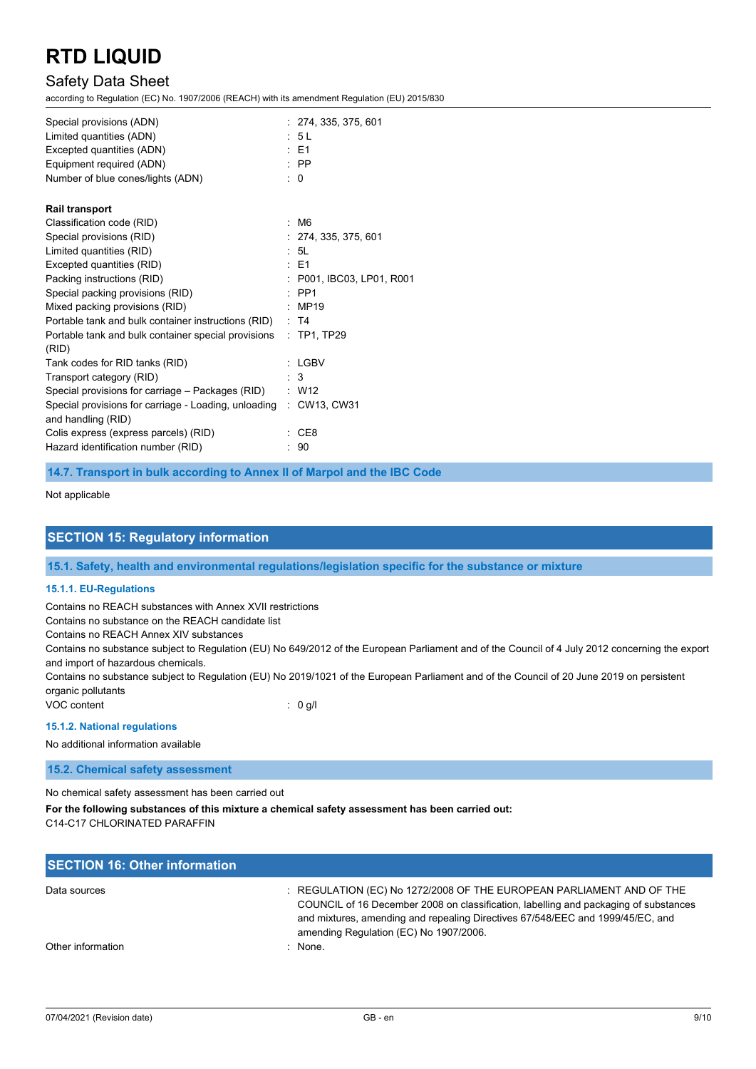| | |
|---|---|
| Special provisions (ADN) | : 274, 335, 375, 601 |
| Limited quantities (ADN) | : 5 L |
| Excepted quantities (ADN) | : E1 |
| Equipment required (ADN) | : PP |
| Number of blue cones/lights (ADN) | : 0 |

**Rail transport**

| | |
|---|---|
| Classification code (RID) | : M6 |
| Special provisions (RID) | : 274, 335, 375, 601 |
| Limited quantities (RID) | : 5L |
| Excepted quantities (RID) | : E1 |
| Packing instructions (RID) | : P001, IBC03, LP01, R001 |
| Special packing provisions (RID) | : PP1 |
| Mixed packing provisions (RID) | : MP19 |
| Portable tank and bulk container instructions (RID) | : T4 |
| Portable tank and bulk container special provisions (RID) | : TP1, TP29 |
| Tank codes for RID tanks (RID) | : LGBV |
| Transport category (RID) | : 3 |
| Special provisions for carriage – Packages (RID) | : W12 |
| Special provisions for carriage - Loading, unloading and handling (RID) | : CW13, CW31 |
| Colis express (express parcels) (RID) | : CE8 |
| Hazard identification number (RID) | : 90 |

### 14.7. Transport in bulk according to Annex II of Marpol and the IBC Code

Not applicable

## SECTION 15: Regulatory information

### 15.1. Safety, health and environmental regulations/legislation specific for the substance or mixture

#### 15.1.1. EU-Regulations

Contains no REACH substances with Annex XVII restrictions
Contains no substance on the REACH candidate list
Contains no REACH Annex XIV substances
Contains no substance subject to Regulation (EU) No 649/2012 of the European Parliament and of the Council of 4 July 2012 concerning the export and import of hazardous chemicals.
Contains no substance subject to Regulation (EU) No 2019/1021 of the European Parliament and of the Council of 20 June 2019 on persistent organic pollutants

VOC content : 0 g/l

#### 15.1.2. National regulations

No additional information available

### 15.2. Chemical safety assessment

No chemical safety assessment has been carried out

**For the following substances of this mixture a chemical safety assessment has been carried out:**
C14-C17 CHLORINATED PARAFFIN

## SECTION 16: Other information

| | |
|---|---|
| Data sources | : REGULATION (EC) No 1272/2008 OF THE EUROPEAN PARLIAMENT AND OF THE COUNCIL of 16 December 2008 on classification, labelling and packaging of substances and mixtures, amending and repealing Directives 67/548/EEC and 1999/45/EC, and amending Regulation (EC) No 1907/2006. |
| Other information | : None. |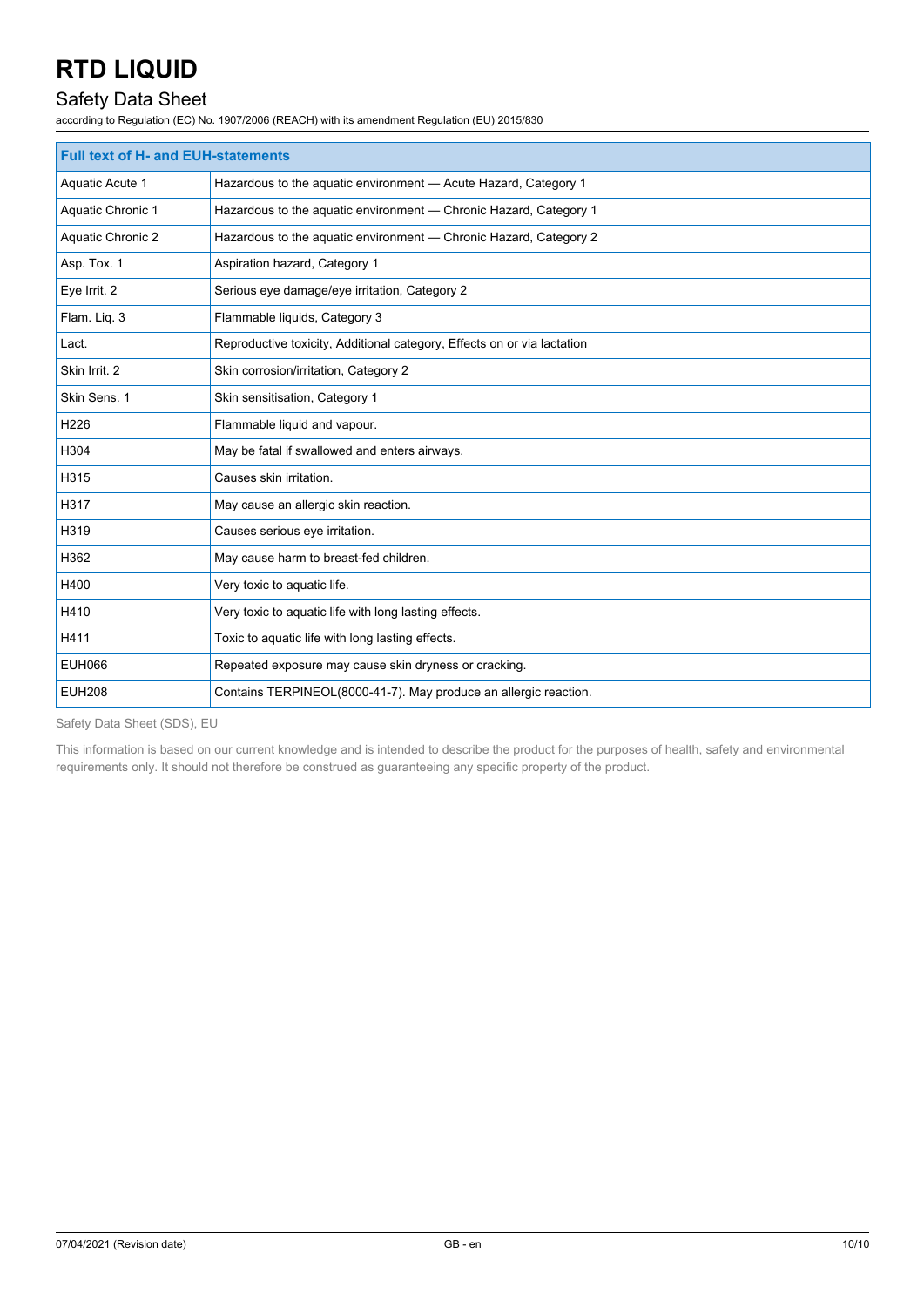| Full text of H- and EUH-statements | |
|---|---|
| Aquatic Acute 1 | Hazardous to the aquatic environment — Acute Hazard, Category 1 |
| Aquatic Chronic 1 | Hazardous to the aquatic environment — Chronic Hazard, Category 1 |
| Aquatic Chronic 2 | Hazardous to the aquatic environment — Chronic Hazard, Category 2 |
| Asp. Tox. 1 | Aspiration hazard, Category 1 |
| Eye Irrit. 2 | Serious eye damage/eye irritation, Category 2 |
| Flam. Liq. 3 | Flammable liquids, Category 3 |
| Lact. | Reproductive toxicity, Additional category, Effects on or via lactation |
| Skin Irrit. 2 | Skin corrosion/irritation, Category 2 |
| Skin Sens. 1 | Skin sensitisation, Category 1 |
| H226 | Flammable liquid and vapour. |
| H304 | May be fatal if swallowed and enters airways. |
| H315 | Causes skin irritation. |
| H317 | May cause an allergic skin reaction. |
| H319 | Causes serious eye irritation. |
| H362 | May cause harm to breast-fed children. |
| H400 | Very toxic to aquatic life. |
| H410 | Very toxic to aquatic life with long lasting effects. |
| H411 | Toxic to aquatic life with long lasting effects. |
| EUH066 | Repeated exposure may cause skin dryness or cracking. |
| EUH208 | Contains TERPINEOL(8000-41-7). May produce an allergic reaction. |

Safety Data Sheet (SDS), EU

This information is based on our current knowledge and is intended to describe the product for the purposes of health, safety and environmental requirements only. It should not therefore be construed as guaranteeing any specific property of the product.